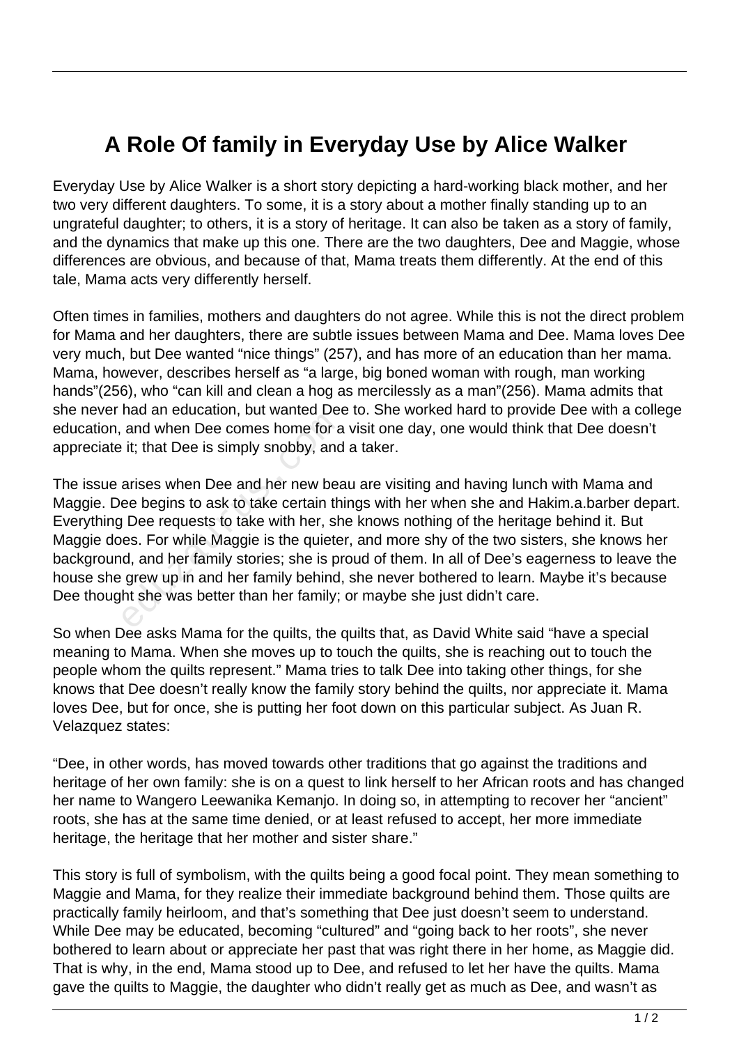# A Role Of family in Everyday Use by Alice Walker

Everyday Use by Alice Walker is a short story depicting a hard-working black mother, and her two very different daughters. To some, it is a story about a mother finally standing up to an ungrateful daughter; to others, it is a story of heritage. It can also be taken as a story of family, and the dynamics that make up this one. There are the two daughters, Dee and Maggie, whose differences are obvious, and because of that, Mama treats them differently. At the end of this tale, Mama acts very differently herself.

Often times in families, mothers and daughters do not agree. While this is not the direct problem for Mama and her daughters, there are subtle issues between Mama and Dee. Mama loves Dee very much, but Dee wanted "nice things" (257), and has more of an education than her mama. Mama, however, describes herself as "a large, big boned woman with rough, man working hands"(256), who "can kill and clean a hog as mercilessly as a man"(256). Mama admits that she never had an education, but wanted Dee to. She worked hard to provide Dee with a college education, and when Dee comes home for a visit one day, one would think that Dee doesn't appreciate it; that Dee is simply snobby, and a taker.

The issue arises when Dee and her new beau are visiting and having lunch with Mama and Maggie. Dee begins to ask to take certain things with her when she and Hakim.a.barber depart. Everything Dee requests to take with her, she knows nothing of the heritage behind it. But Maggie does. For while Maggie is the quieter, and more shy of the two sisters, she knows her background, and her family stories; she is proud of them. In all of Dee's eagerness to leave the house she grew up in and her family behind, she never bothered to learn. Maybe it's because Dee thought she was better than her family; or maybe she just didn't care.

So when Dee asks Mama for the quilts, the quilts that, as David White said "have a special meaning to Mama. When she moves up to touch the quilts, she is reaching out to touch the people whom the quilts represent." Mama tries to talk Dee into taking other things, for she knows that Dee doesn't really know the family story behind the quilts, nor appreciate it. Mama loves Dee, but for once, she is putting her foot down on this particular subject. As Juan R. Velazquez states:

"Dee, in other words, has moved towards other traditions that go against the traditions and heritage of her own family: she is on a quest to link herself to her African roots and has changed her name to Wangero Leewanika Kemanjo. In doing so, in attempting to recover her "ancient" roots, she has at the same time denied, or at least refused to accept, her more immediate heritage, the heritage that her mother and sister share."

This story is full of symbolism, with the quilts being a good focal point. They mean something to Maggie and Mama, for they realize their immediate background behind them. Those quilts are practically family heirloom, and that's something that Dee just doesn't seem to understand. While Dee may be educated, becoming "cultured" and "going back to her roots", she never bothered to learn about or appreciate her past that was right there in her home, as Maggie did. That is why, in the end, Mama stood up to Dee, and refused to let her have the quilts. Mama gave the quilts to Maggie, the daughter who didn't really get as much as Dee, and wasn't as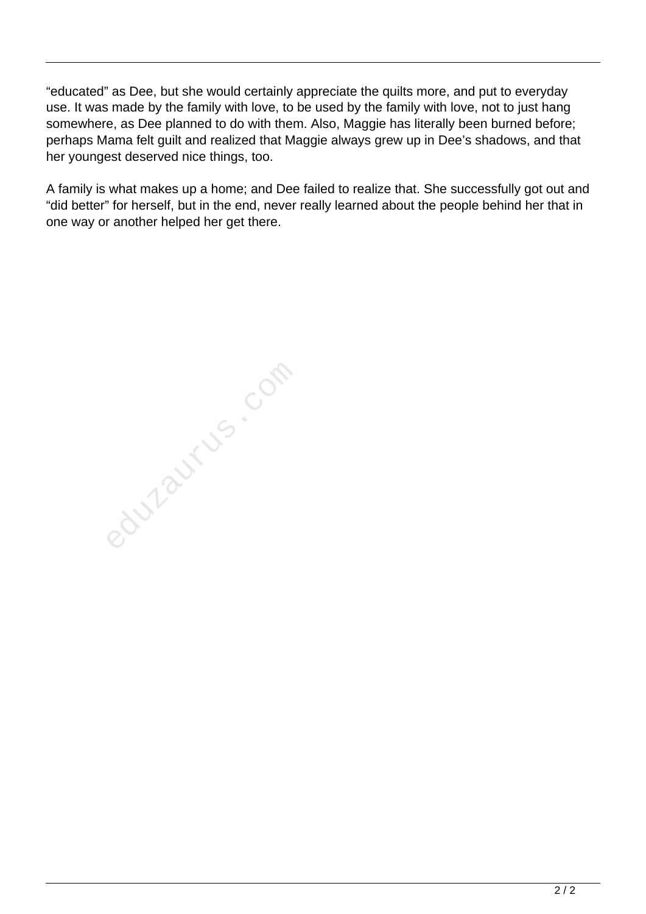"educated" as Dee, but she would certainly appreciate the quilts more, and put to everyday use. It was made by the family with love, to be used by the family with love, not to just hang somewhere, as Dee planned to do with them. Also, Maggie has literally been burned before; perhaps Mama felt guilt and realized that Maggie always grew up in Dee's shadows, and that her youngest deserved nice things, too.

A family is what makes up a home; and Dee failed to realize that. She successfully got out and "did better" for herself, but in the end, never really learned about the people behind her that in one way or another helped her get there.